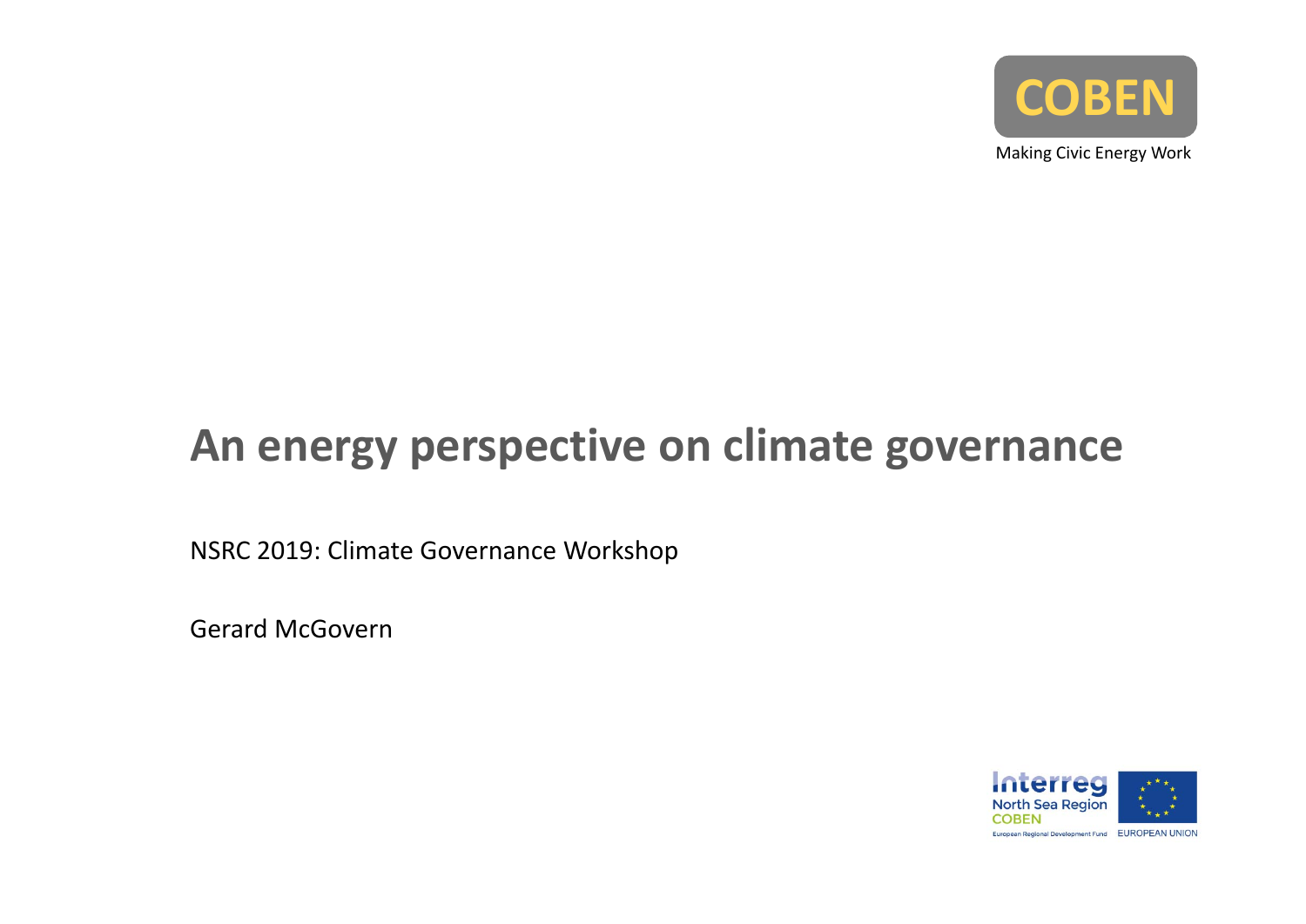COBEN

Making Civic Energy Work

# An energy perspective on climate governance

NSRC 2019: Climate Governance Workshop

Gerard McGovern

Interreg North Sea Region COBEN

European Regional Development Fund

EUROPEAN UNION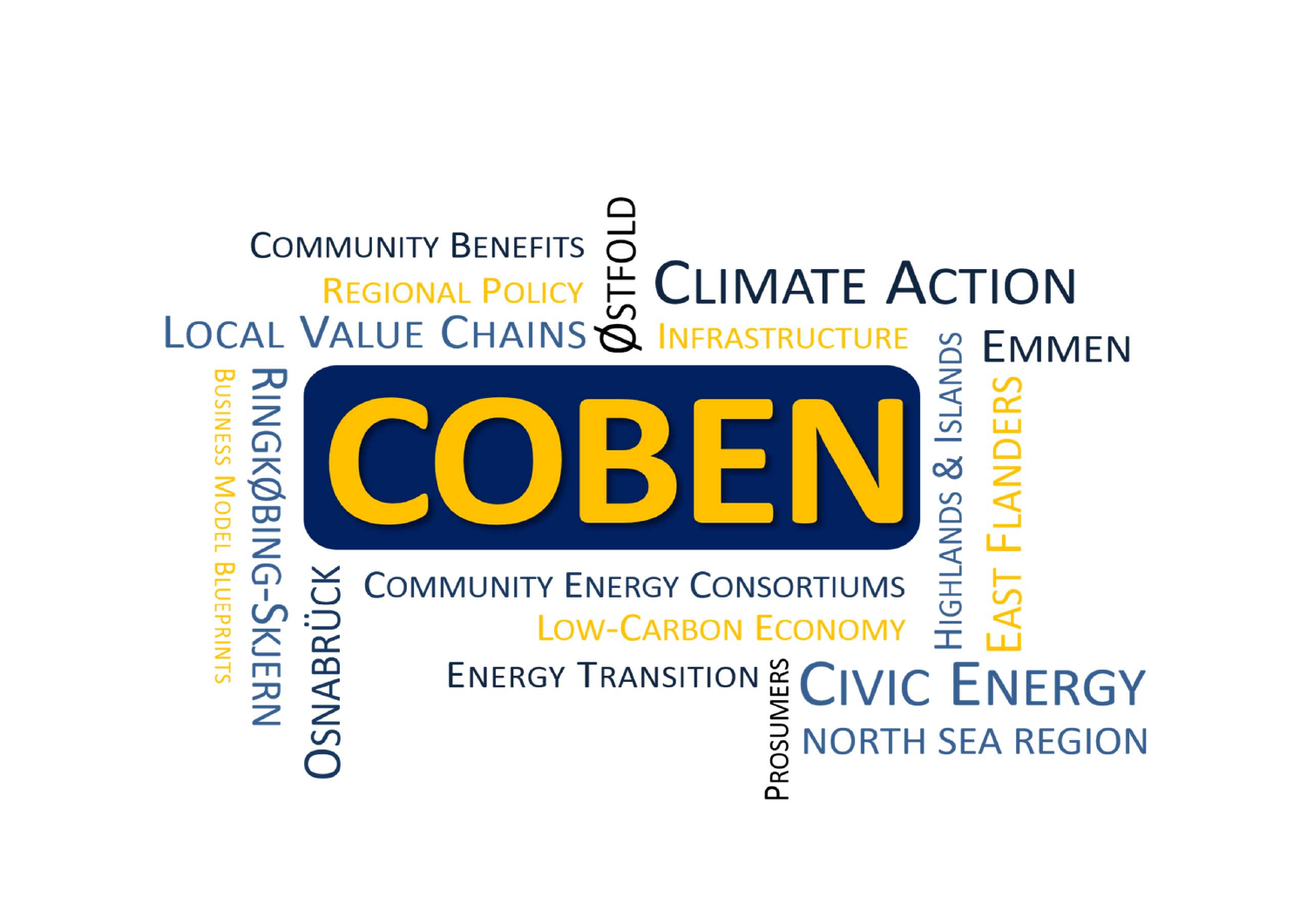Community Benefits

Regional Policy

Local Value Chains

Østfold

Climate Action

Infrastructure

Highlands & Islands

Emmen

Business Model Blueprints

Ringkøbing-Skjern

# COBEN

East Flanders

Osnabrück

Community Energy Consortiums

Low-Carbon Economy

Energy Transition

Prosumers

Civic Energy

North Sea Region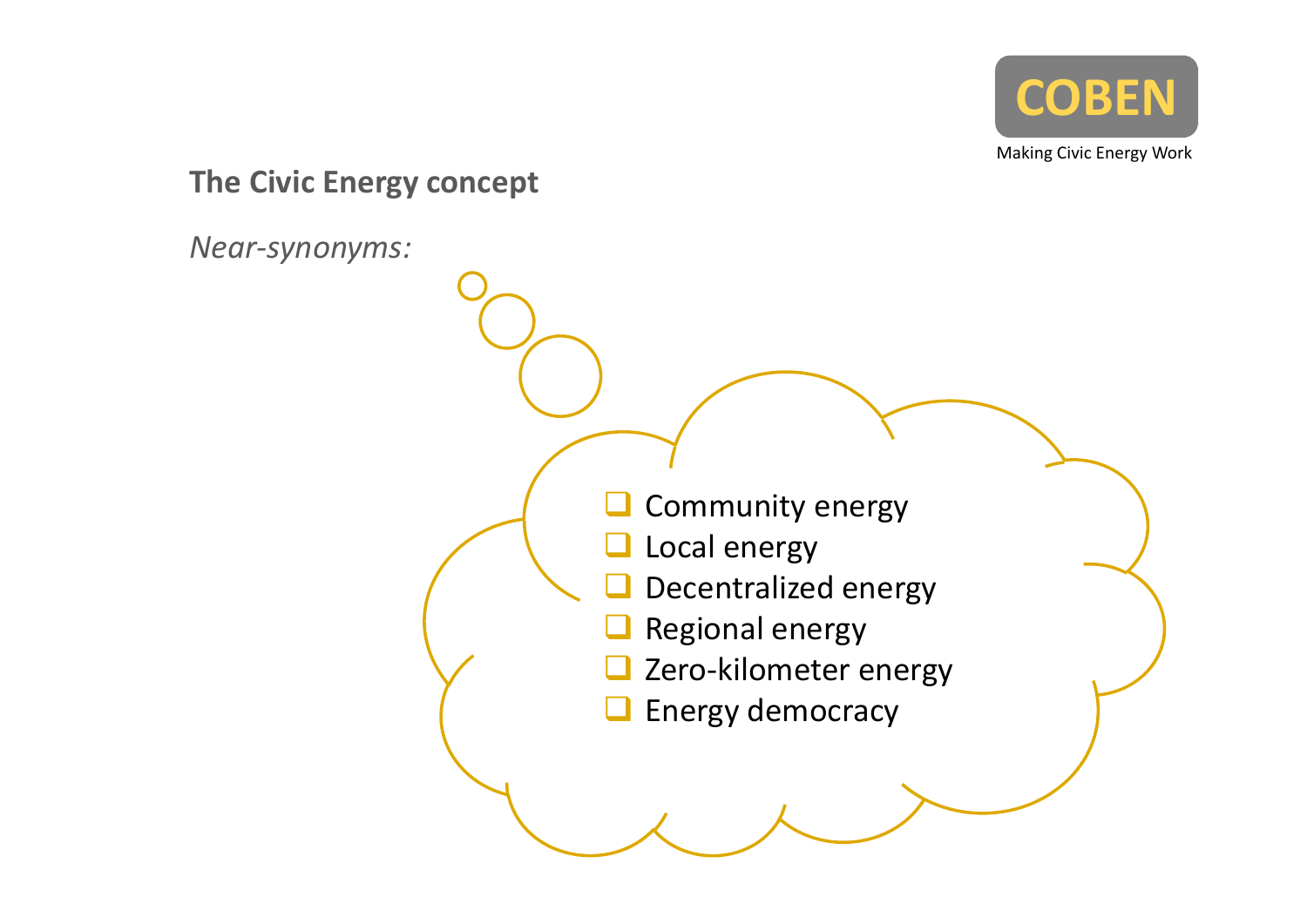COBEN

Making Civic Energy Work

**The Civic Energy concept**

*Near-synonyms:*

- Community energy
- Local energy
- Decentralized energy
- Regional energy
- Zero-kilometer energy
- Energy democracy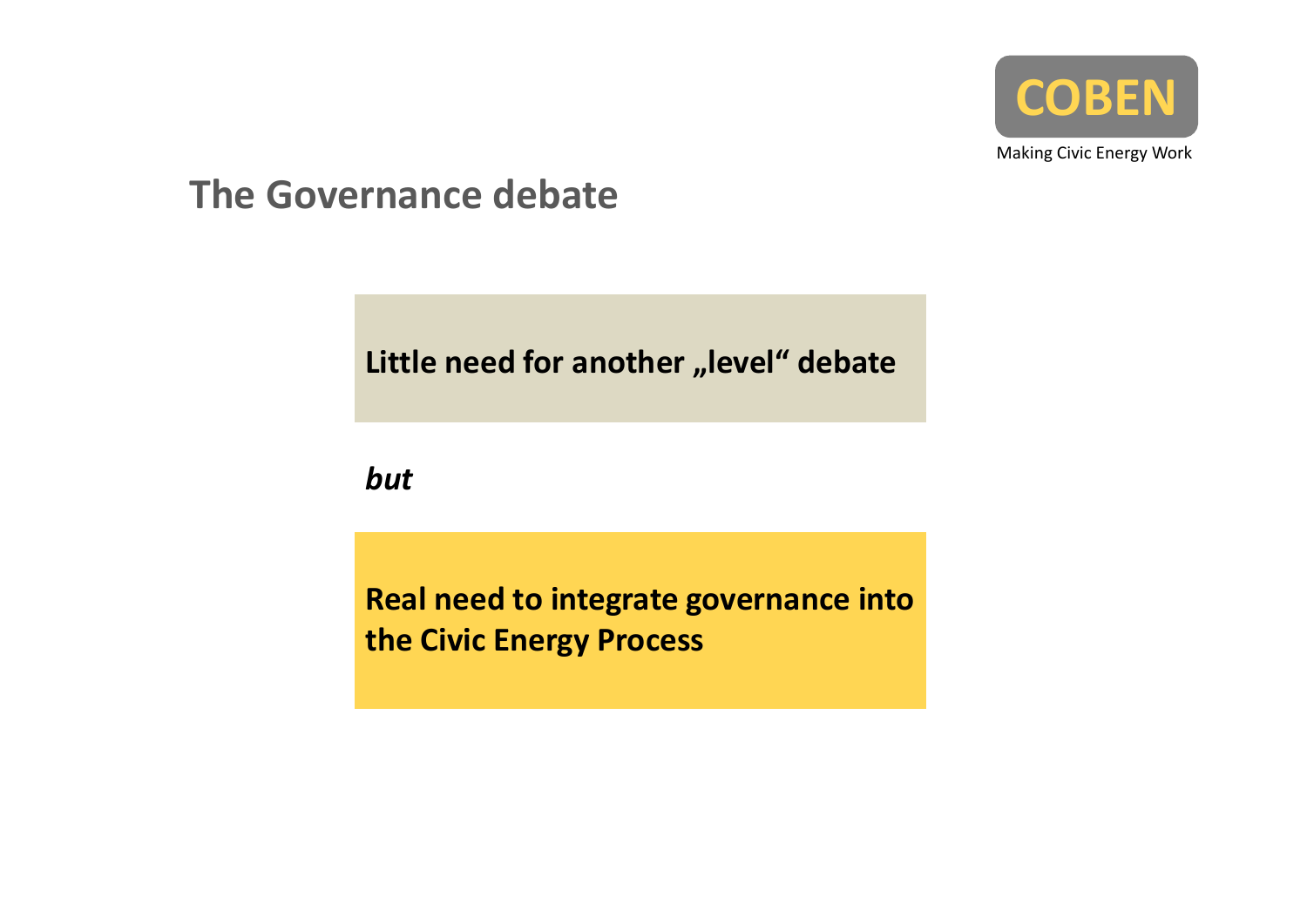COBEN

Making Civic Energy Work

## The Governance debate

**Little need for another „level“ debate**

***but***

**Real need to integrate governance into the Civic Energy Process**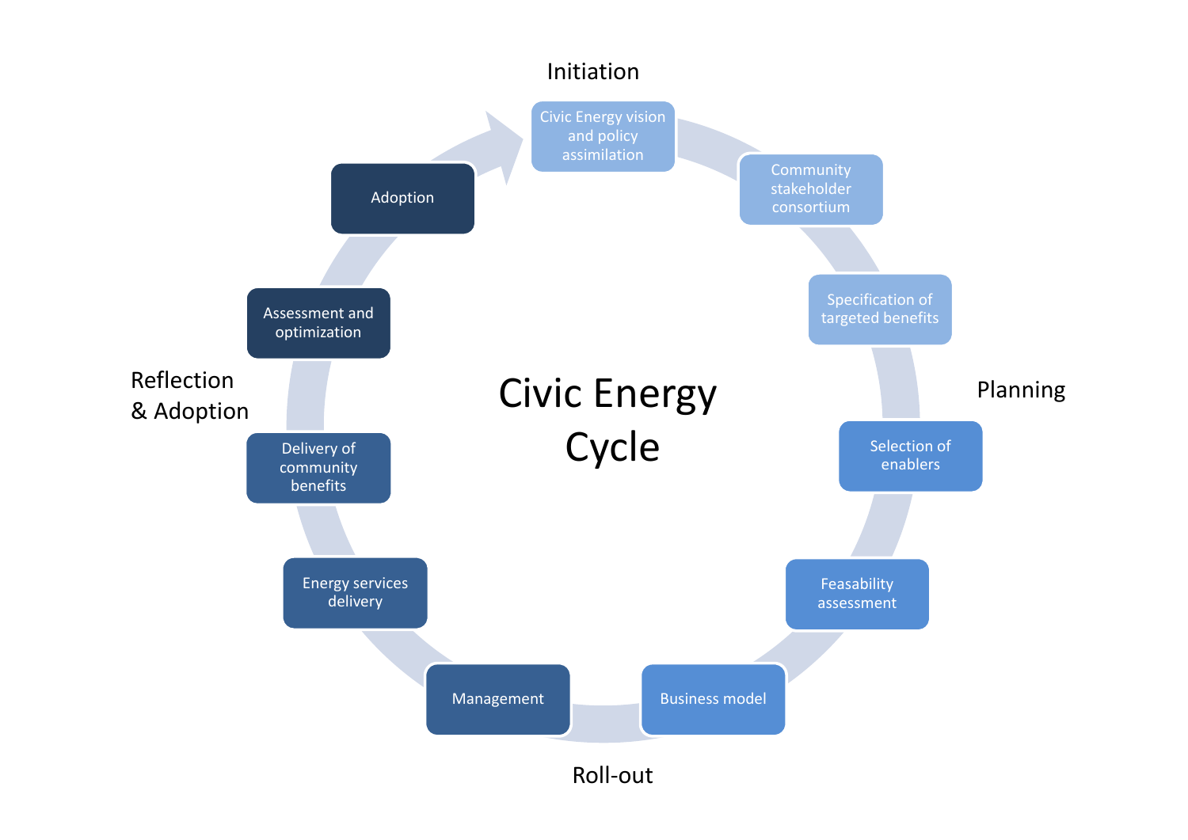Initiation

Civic Energy vision and policy assimilation

Community stakeholder consortium

Specification of targeted benefits

Planning

Selection of enablers

Feasability assessment

Business model

Roll-out

Management

Energy services delivery

Delivery of community benefits

Reflection & Adoption

Assessment and optimization

Adoption

Civic Energy Cycle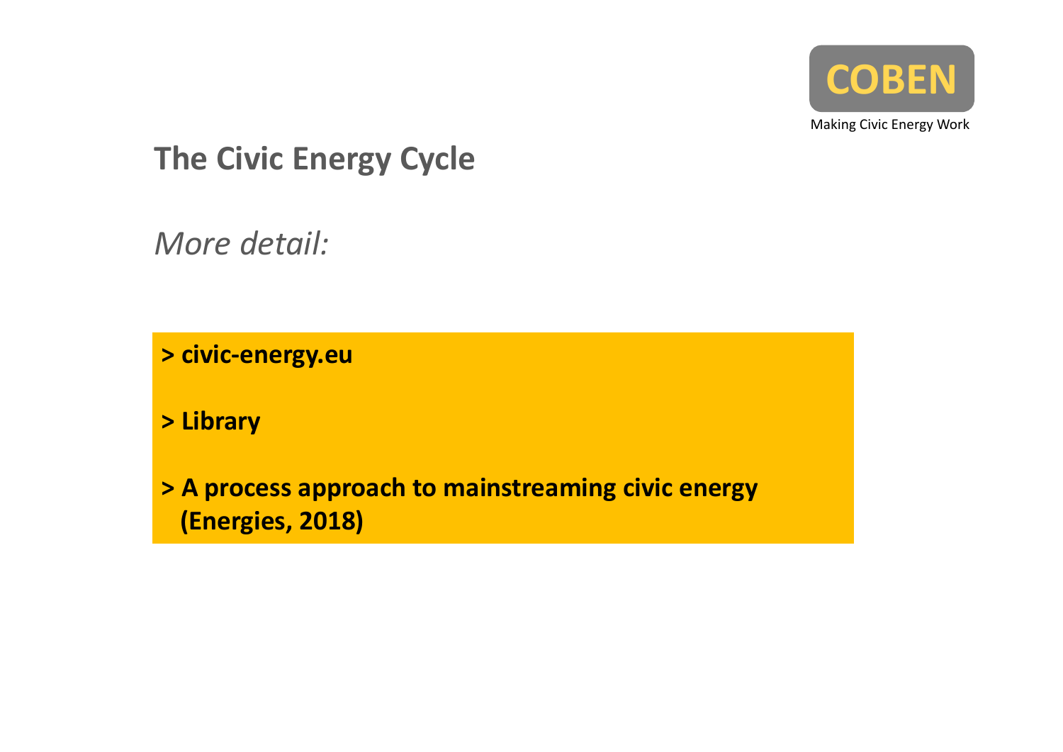COBEN

Making Civic Energy Work

## The Civic Energy Cycle

*More detail:*

**> civic-energy.eu**

**> Library**

**> A process approach to mainstreaming civic energy (Energies, 2018)**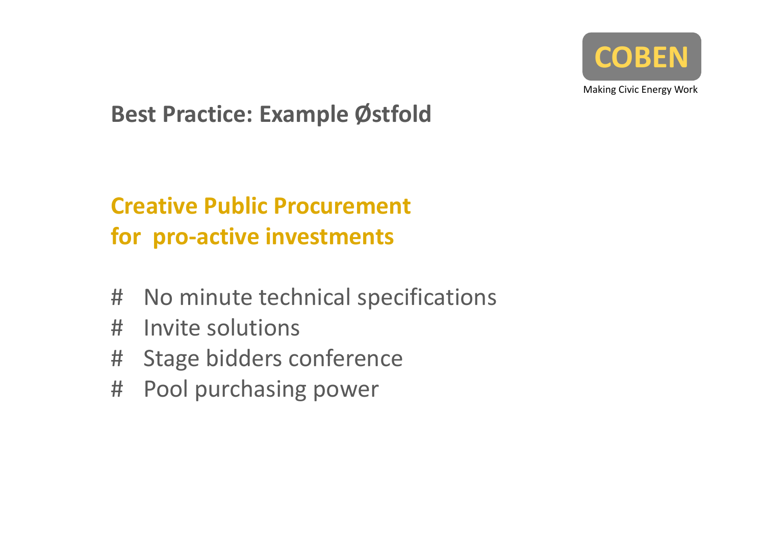COBEN

Making Civic Energy Work

## Best Practice: Example Østfold

### Creative Public Procurement for pro-active investments

# No minute technical specifications
# Invite solutions
# Stage bidders conference
# Pool purchasing power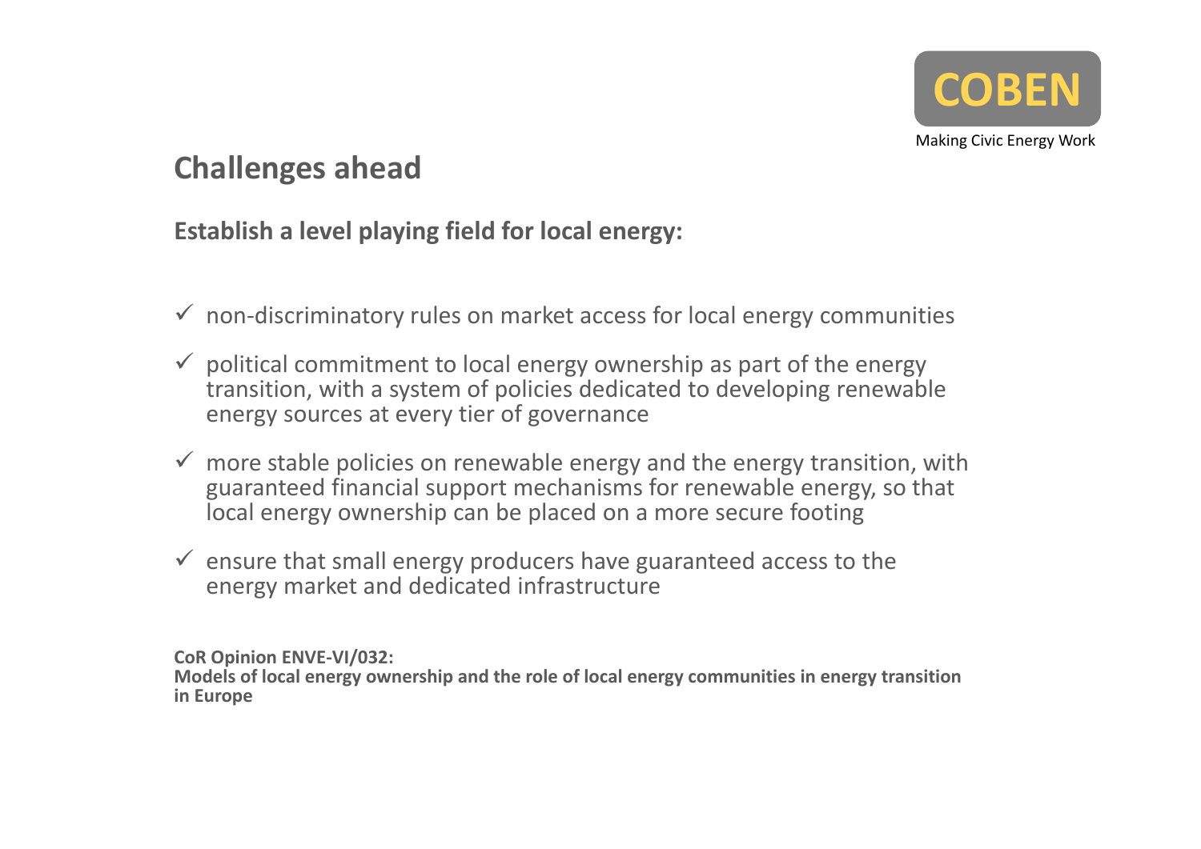COBEN

Making Civic Energy Work

## Challenges ahead

**Establish a level playing field for local energy:**

- ✓ non-discriminatory rules on market access for local energy communities
- ✓ political commitment to local energy ownership as part of the energy transition, with a system of policies dedicated to developing renewable energy sources at every tier of governance
- ✓ more stable policies on renewable energy and the energy transition, with guaranteed financial support mechanisms for renewable energy, so that local energy ownership can be placed on a more secure footing
- ✓ ensure that small energy producers have guaranteed access to the energy market and dedicated infrastructure

**CoR Opinion ENVE-VI/032:**
**Models of local energy ownership and the role of local energy communities in energy transition in Europe**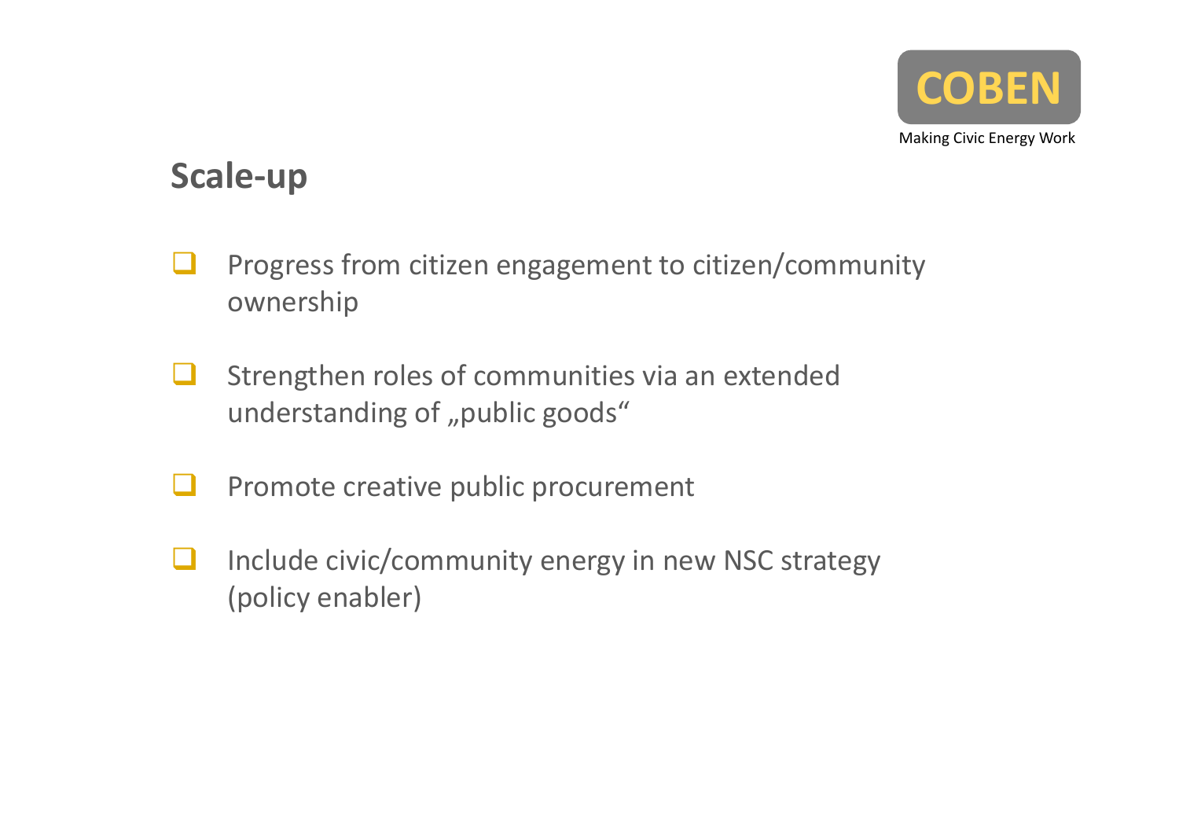COBEN

Making Civic Energy Work

## Scale-up

- Progress from citizen engagement to citizen/community ownership
- Strengthen roles of communities via an extended understanding of „public goods“
- Promote creative public procurement
- Include civic/community energy in new NSC strategy (policy enabler)